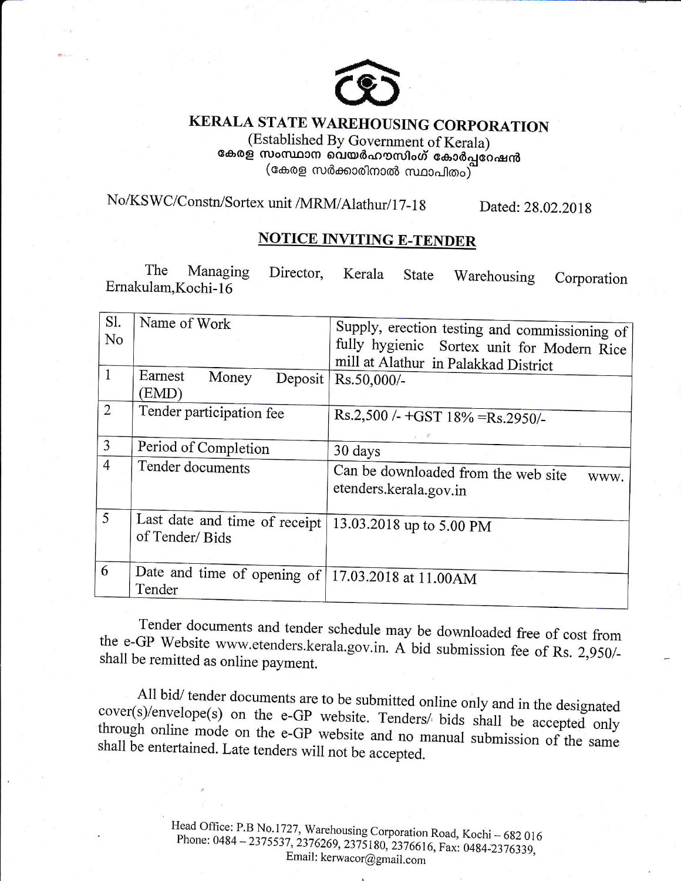# KERALA STATE WAREHOUSING CORPORATION

(Established By Government of Kerala)

കേരള സംസ്ഥാന വെയർഹൗസിംഗ് കോർപ്പറേഷൻ

(കേരള സർക്കാരിനാൽ സ്ഥാപിതം)

No/KSWC/Constn/Sortex unit /MRM/Alathur/17-18 Dated: 28.02.2018

## NOTICE INVITING E-TENDER

The Managing Director, Kerala State Warehousing Corporation Ernakulam,Kochi-16

| Sl. No | Name of Work | Supply, erection testing and commissioning of fully hygienic Sortex unit for Modern Rice mill at Alathur in Palakkad District |
|---|---|---|
| 1 | Earnest Money Deposit (EMD) | Rs.50,000/- |
| 2 | Tender participation fee | Rs.2,500 /- +GST 18% =Rs.2950/- |
| 3 | Period of Completion | 30 days |
| 4 | Tender documents | Can be downloaded from the web site www. etenders.kerala.gov.in |
| 5 | Last date and time of receipt of Tender/ Bids | 13.03.2018 up to 5.00 PM |
| 6 | Date and time of opening of Tender | 17.03.2018 at 11.00AM |

Tender documents and tender schedule may be downloaded free of cost from the e-GP Website www.etenders.kerala.gov.in. A bid submission fee of Rs. 2,950/- shall be remitted as online payment.

All bid/ tender documents are to be submitted online only and in the designated cover(s)/envelope(s) on the e-GP website. Tenders/ bids shall be accepted only through online mode on the e-GP website and no manual submission of the same shall be entertained. Late tenders will not be accepted.

Head Office: P.B No.1727, Warehousing Corporation Road, Kochi – 682 016
Phone: 0484 – 2375537, 2376269, 2375180, 2376616, Fax: 0484-2376339,
Email: kerwacor@gmail.com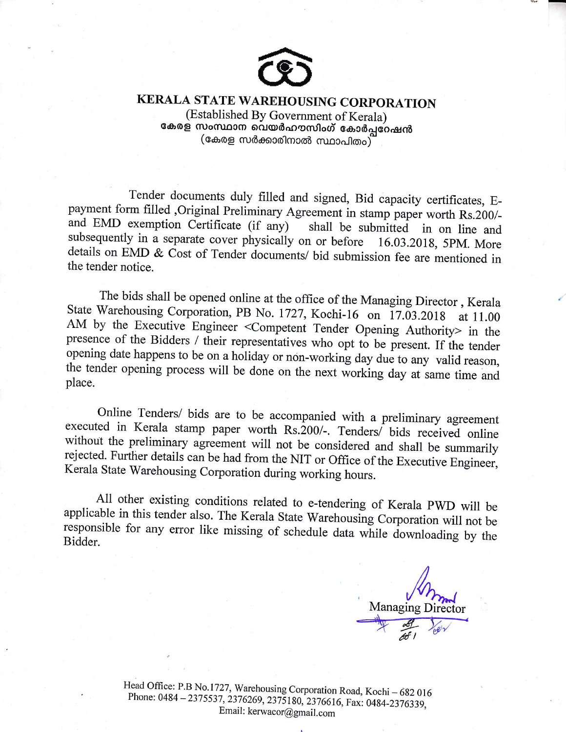# KERALA STATE WAREHOUSING CORPORATION

(Established By Government of Kerala)

കേരള സംസ്ഥാന വെയർഹൗസിംഗ് കോർപ്പറേഷൻ

(കേരള സർക്കാരിനാൽ സ്ഥാപിതം)

Tender documents duly filled and signed, Bid capacity certificates, E-payment form filled ,Original Preliminary Agreement in stamp paper worth Rs.200/- and EMD exemption Certificate (if any) shall be submitted in on line and subsequently in a separate cover physically on or before 16.03.2018, 5PM. More details on EMD & Cost of Tender documents/ bid submission fee are mentioned in the tender notice.

The bids shall be opened online at the office of the Managing Director , Kerala State Warehousing Corporation, PB No. 1727, Kochi-16 on 17.03.2018 at 11.00 AM by the Executive Engineer <Competent Tender Opening Authority> in the presence of the Bidders / their representatives who opt to be present. If the tender opening date happens to be on a holiday or non-working day due to any valid reason, the tender opening process will be done on the next working day at same time and place.

Online Tenders/ bids are to be accompanied with a preliminary agreement executed in Kerala stamp paper worth Rs.200/-. Tenders/ bids received online without the preliminary agreement will not be considered and shall be summarily rejected. Further details can be had from the NIT or Office of the Executive Engineer, Kerala State Warehousing Corporation during working hours.

All other existing conditions related to e-tendering of Kerala PWD will be applicable in this tender also. The Kerala State Warehousing Corporation will not be responsible for any error like missing of schedule data while downloading by the Bidder.

Managing Director

Head Office: P.B No.1727, Warehousing Corporation Road, Kochi – 682 016
Phone: 0484 – 2375537, 2376269, 2375180, 2376616, Fax: 0484-2376339,
Email: kerwacor@gmail.com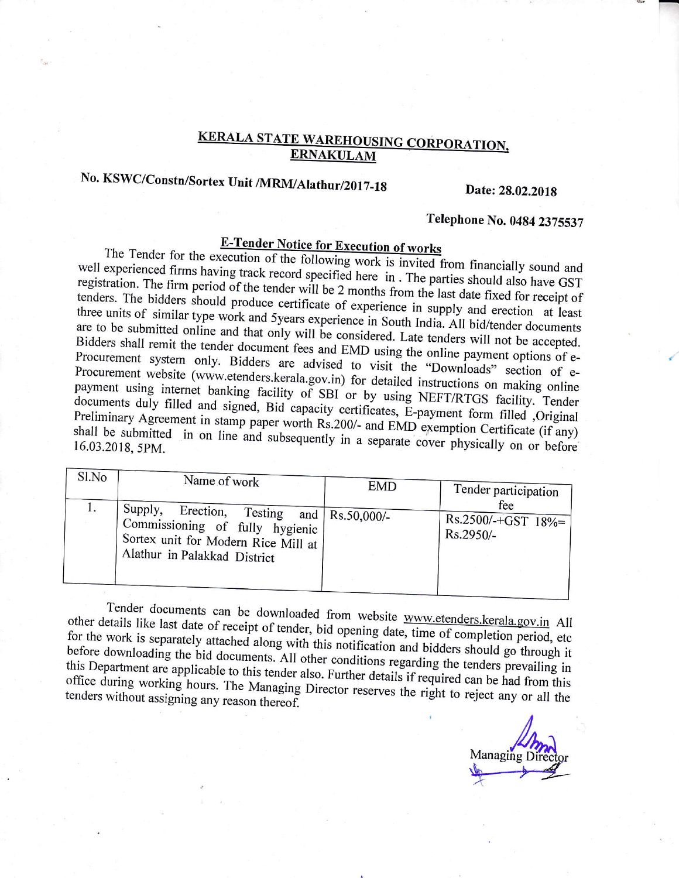## KERALA STATE WAREHOUSING CORPORATION, ERNAKULAM

**No. KSWC/Constn/Sortex Unit /MRM/Alathur/2017-18** **Date: 28.02.2018**

**Telephone No. 0484 2375537**

### E-Tender Notice for Execution of works

The Tender for the execution of the following work is invited from financially sound and well experienced firms having track record specified here in . The parties should also have GST registration. The firm period of the tender will be 2 months from the last date fixed for receipt of tenders. The bidders should produce certificate of experience in supply and erection at least three units of similar type work and 5years experience in South India. All bid/tender documents are to be submitted online and that only will be considered. Late tenders will not be accepted. Bidders shall remit the tender document fees and EMD using the online payment options of e-Procurement system only. Bidders are advised to visit the "Downloads" section of e-Procurement website (www.etenders.kerala.gov.in) for detailed instructions on making online payment using internet banking facility of SBI or by using NEFT/RTGS facility. Tender documents duly filled and signed, Bid capacity certificates, E-payment form filled ,Original Preliminary Agreement in stamp paper worth Rs.200/- and EMD exemption Certificate (if any) shall be submitted in on line and subsequently in a separate cover physically on or before 16.03.2018, 5PM.

| Sl.No | Name of work | EMD | Tender participation fee |
|---|---|---|---|
| 1. | Supply, Erection, Testing and Commissioning of fully hygienic Sortex unit for Modern Rice Mill at Alathur in Palakkad District | Rs.50,000/- | Rs.2500/-+GST 18%= Rs.2950/- |

Tender documents can be downloaded from website www.etenders.kerala.gov.in All other details like last date of receipt of tender, bid opening date, time of completion period, etc for the work is separately attached along with this notification and bidders should go through it before downloading the bid documents. All other conditions regarding the tenders prevailing in this Department are applicable to this tender also. Further details if required can be had from this office during working hours. The Managing Director reserves the right to reject any or all the tenders without assigning any reason thereof.

Managing Director